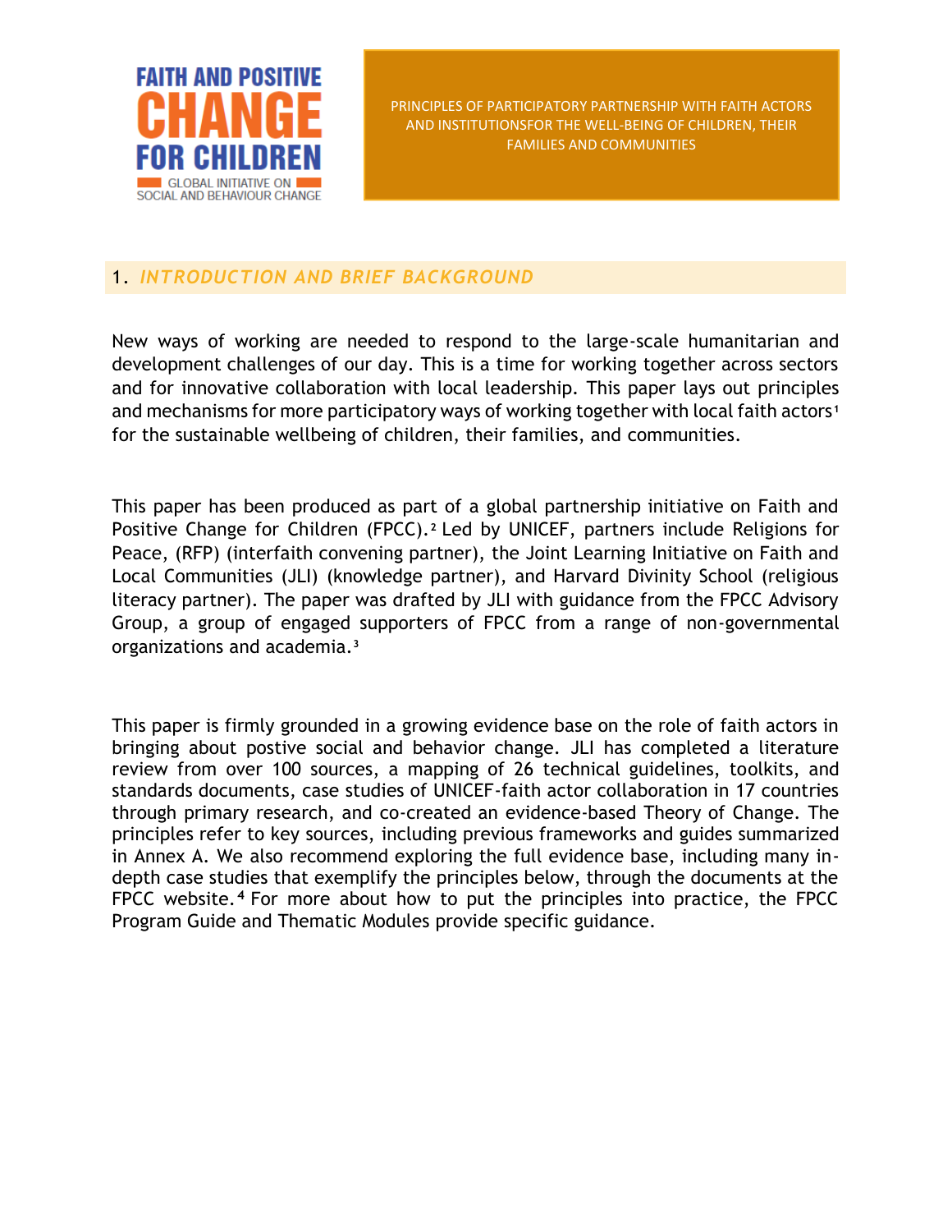FAITH AND POSITIVE CHANGE FOR CHILDREN

GLOBAL INITIATIVE ON SOCIAL AND BEHAVIOUR CHANGE

PRINCIPLES OF PARTICIPATORY PARTNERSHIP WITH FAITH ACTORS AND INSTITUTIONSFOR THE WELL-BEING OF CHILDREN, THEIR FAMILIES AND COMMUNITIES

## 1. *INTRODUCTION AND BRIEF BACKGROUND*

New ways of working are needed to respond to the large-scale humanitarian and development challenges of our day. This is a time for working together across sectors and for innovative collaboration with local leadership. This paper lays out principles and mechanisms for more participatory ways of working together with local faith actors[1] for the sustainable wellbeing of children, their families, and communities.

This paper has been produced as part of a global partnership initiative on Faith and Positive Change for Children (FPCC).[2] Led by UNICEF, partners include Religions for Peace, (RFP) (interfaith convening partner), the Joint Learning Initiative on Faith and Local Communities (JLI) (knowledge partner), and Harvard Divinity School (religious literacy partner). The paper was drafted by JLI with guidance from the FPCC Advisory Group, a group of engaged supporters of FPCC from a range of non-governmental organizations and academia.[3]

This paper is firmly grounded in a growing evidence base on the role of faith actors in bringing about postive social and behavior change. JLI has completed a literature review from over 100 sources, a mapping of 26 technical guidelines, toolkits, and standards documents, case studies of UNICEF-faith actor collaboration in 17 countries through primary research, and co-created an evidence-based Theory of Change. The principles refer to key sources, including previous frameworks and guides summarized in Annex A. We also recommend exploring the full evidence base, including many in-depth case studies that exemplify the principles below, through the documents at the FPCC website.[4] For more about how to put the principles into practice, the FPCC Program Guide and Thematic Modules provide specific guidance.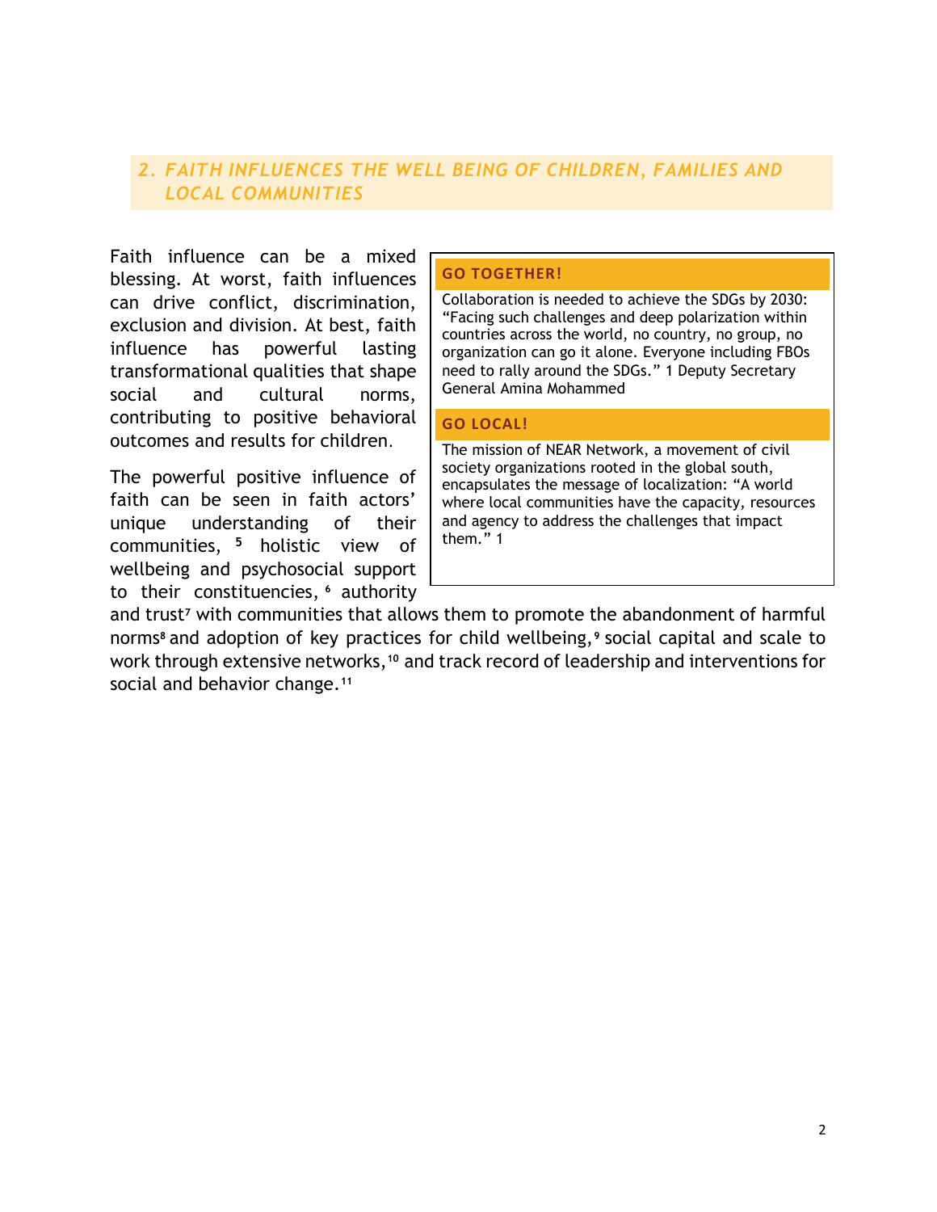## *2. FAITH INFLUENCES THE WELL BEING OF CHILDREN, FAMILIES AND LOCAL COMMUNITIES*

Faith influence can be a mixed blessing. At worst, faith influences can drive conflict, discrimination, exclusion and division. At best, faith influence has powerful lasting transformational qualities that shape social and cultural norms, contributing to positive behavioral outcomes and results for children.

The powerful positive influence of faith can be seen in faith actors' unique understanding of their communities, [5] holistic view of wellbeing and psychosocial support to their constituencies, [6] authority and trust[7] with communities that allows them to promote the abandonment of harmful norms[8] and adoption of key practices for child wellbeing,[9] social capital and scale to work through extensive networks,[10] and track record of leadership and interventions for social and behavior change.[11]

**GO TOGETHER!**

Collaboration is needed to achieve the SDGs by 2030: "Facing such challenges and deep polarization within countries across the world, no country, no group, no organization can go it alone. Everyone including FBOs need to rally around the SDGs." 1 Deputy Secretary General Amina Mohammed

**GO LOCAL!**

The mission of NEAR Network, a movement of civil society organizations rooted in the global south, encapsulates the message of localization: "A world where local communities have the capacity, resources and agency to address the challenges that impact them." 1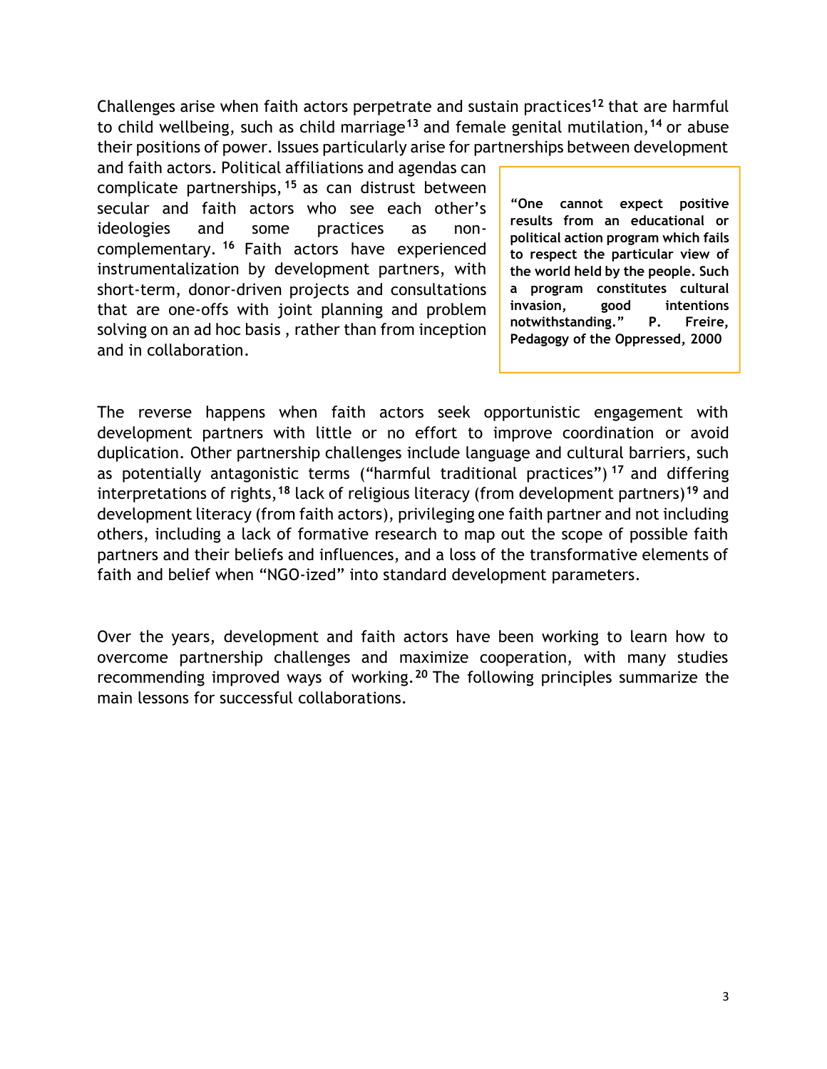Challenges arise when faith actors perpetrate and sustain practices[12] that are harmful to child wellbeing, such as child marriage[13] and female genital mutilation,[14] or abuse their positions of power. Issues particularly arise for partnerships between development and faith actors. Political affiliations and agendas can complicate partnerships,[15] as can distrust between secular and faith actors who see each other's ideologies and some practices as non-complementary.[16] Faith actors have experienced instrumentalization by development partners, with short-term, donor-driven projects and consultations that are one-offs with joint planning and problem solving on an ad hoc basis , rather than from inception and in collaboration.

> **"One cannot expect positive results from an educational or political action program which fails to respect the particular view of the world held by the people. Such a program constitutes cultural invasion, good intentions notwithstanding." P. Freire, Pedagogy of the Oppressed, 2000**

The reverse happens when faith actors seek opportunistic engagement with development partners with little or no effort to improve coordination or avoid duplication. Other partnership challenges include language and cultural barriers, such as potentially antagonistic terms ("harmful traditional practices")[17] and differing interpretations of rights,[18] lack of religious literacy (from development partners)[19] and development literacy (from faith actors), privileging one faith partner and not including others, including a lack of formative research to map out the scope of possible faith partners and their beliefs and influences, and a loss of the transformative elements of faith and belief when "NGO-ized" into standard development parameters.

Over the years, development and faith actors have been working to learn how to overcome partnership challenges and maximize cooperation, with many studies recommending improved ways of working.[20] The following principles summarize the main lessons for successful collaborations.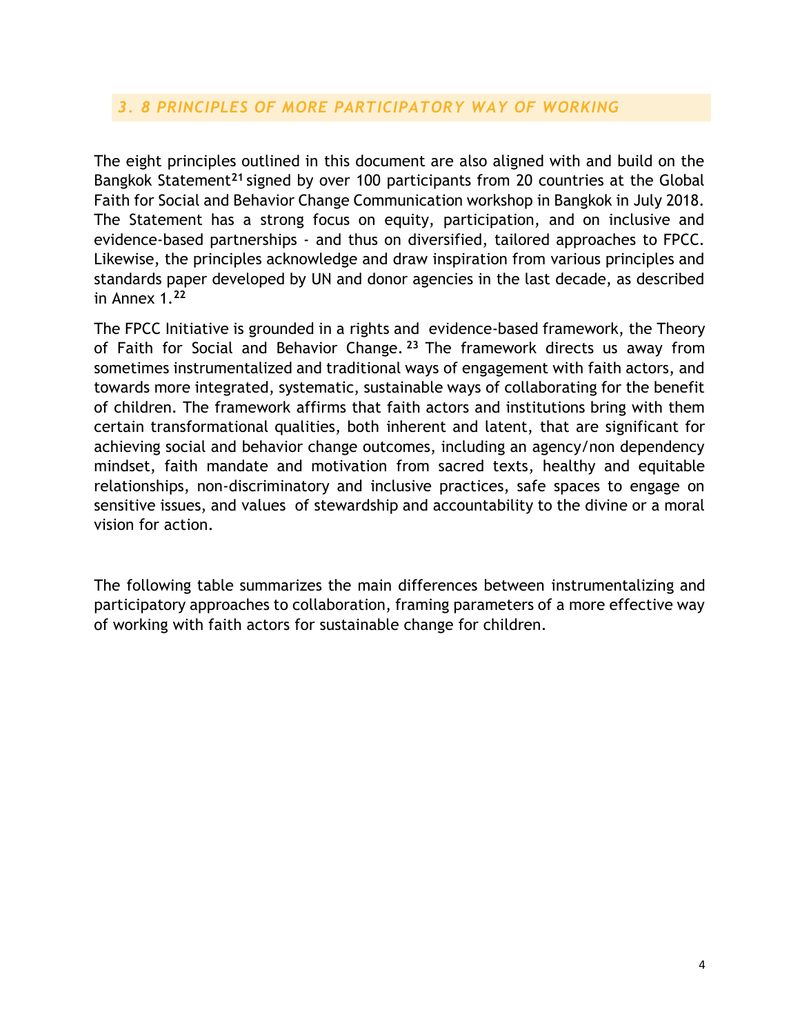## *3. 8 PRINCIPLES OF MORE PARTICIPATORY WAY OF WORKING*

The eight principles outlined in this document are also aligned with and build on the Bangkok Statement[21] signed by over 100 participants from 20 countries at the Global Faith for Social and Behavior Change Communication workshop in Bangkok in July 2018. The Statement has a strong focus on equity, participation, and on inclusive and evidence-based partnerships - and thus on diversified, tailored approaches to FPCC. Likewise, the principles acknowledge and draw inspiration from various principles and standards paper developed by UN and donor agencies in the last decade, as described in Annex 1.[22]

The FPCC Initiative is grounded in a rights and evidence-based framework, the Theory of Faith for Social and Behavior Change.[23] The framework directs us away from sometimes instrumentalized and traditional ways of engagement with faith actors, and towards more integrated, systematic, sustainable ways of collaborating for the benefit of children. The framework affirms that faith actors and institutions bring with them certain transformational qualities, both inherent and latent, that are significant for achieving social and behavior change outcomes, including an agency/non dependency mindset, faith mandate and motivation from sacred texts, healthy and equitable relationships, non-discriminatory and inclusive practices, safe spaces to engage on sensitive issues, and values of stewardship and accountability to the divine or a moral vision for action.

The following table summarizes the main differences between instrumentalizing and participatory approaches to collaboration, framing parameters of a more effective way of working with faith actors for sustainable change for children.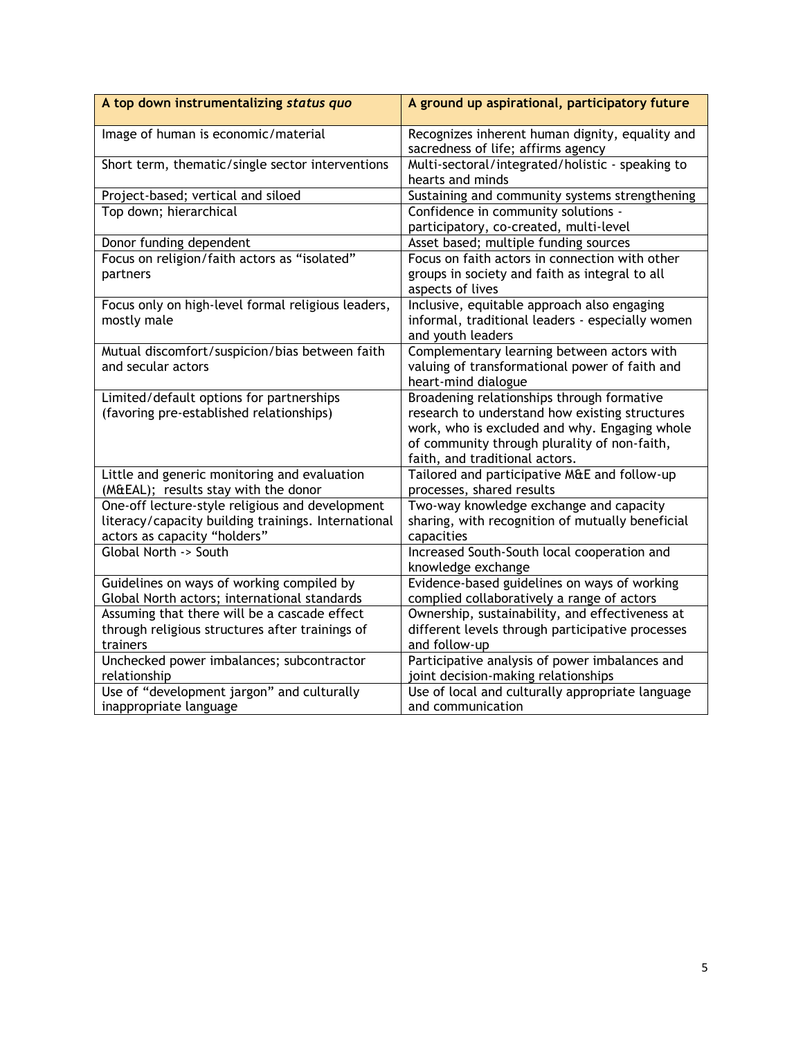| **A top down instrumentalizing *status quo*** | **A ground up aspirational, participatory future** |
|---|---|
| Image of human is economic/material | Recognizes inherent human dignity, equality and sacredness of life; affirms agency |
| Short term, thematic/single sector interventions | Multi-sectoral/integrated/holistic - speaking to hearts and minds |
| Project-based; vertical and siloed | Sustaining and community systems strengthening |
| Top down; hierarchical | Confidence in community solutions - participatory, co-created, multi-level |
| Donor funding dependent | Asset based; multiple funding sources |
| Focus on religion/faith actors as "isolated" partners | Focus on faith actors in connection with other groups in society and faith as integral to all aspects of lives |
| Focus only on high-level formal religious leaders, mostly male | Inclusive, equitable approach also engaging informal, traditional leaders - especially women and youth leaders |
| Mutual discomfort/suspicion/bias between faith and secular actors | Complementary learning between actors with valuing of transformational power of faith and heart-mind dialogue |
| Limited/default options for partnerships (favoring pre-established relationships) | Broadening relationships through formative research to understand how existing structures work, who is excluded and why. Engaging whole of community through plurality of non-faith, faith, and traditional actors. |
| Little and generic monitoring and evaluation (M&EAL); results stay with the donor | Tailored and participative M&E and follow-up processes, shared results |
| One-off lecture-style religious and development literacy/capacity building trainings. International actors as capacity "holders" | Two-way knowledge exchange and capacity sharing, with recognition of mutually beneficial capacities |
| Global North -> South | Increased South-South local cooperation and knowledge exchange |
| Guidelines on ways of working compiled by Global North actors; international standards | Evidence-based guidelines on ways of working complied collaboratively a range of actors |
| Assuming that there will be a cascade effect through religious structures after trainings of trainers | Ownership, sustainability, and effectiveness at different levels through participative processes and follow-up |
| Unchecked power imbalances; subcontractor relationship | Participative analysis of power imbalances and joint decision-making relationships |
| Use of "development jargon" and culturally inappropriate language | Use of local and culturally appropriate language and communication |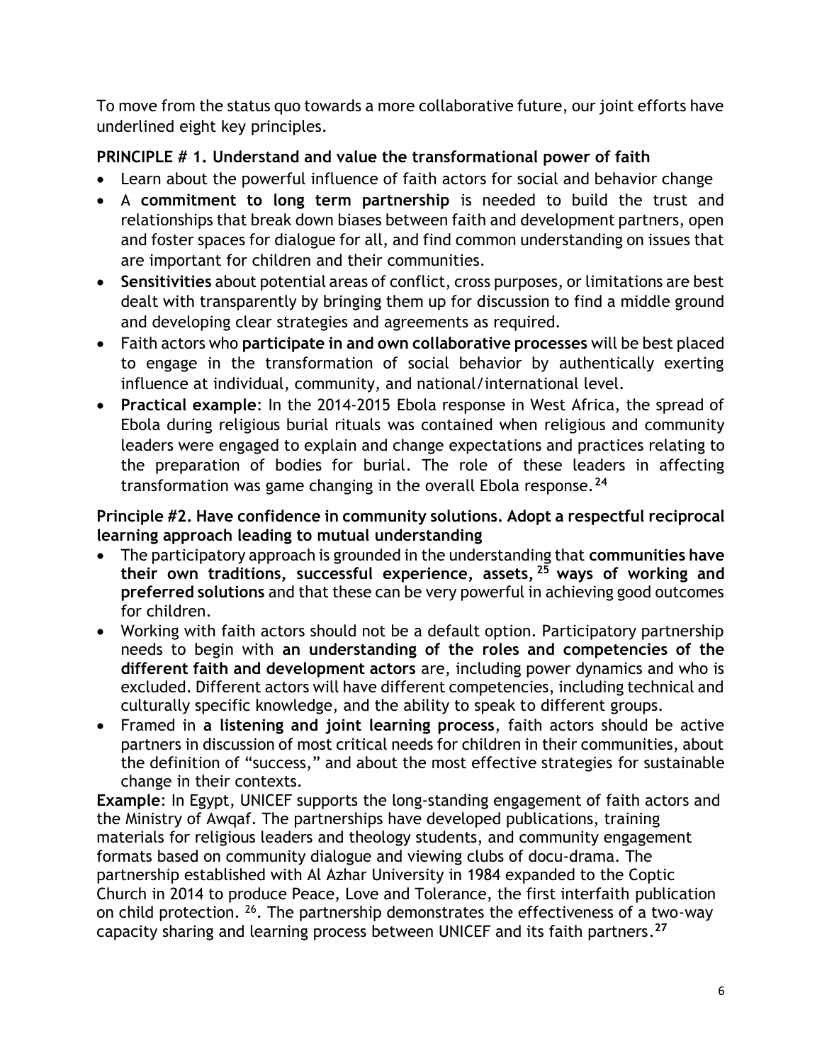To move from the status quo towards a more collaborative future, our joint efforts have underlined eight key principles.

### PRINCIPLE # 1. Understand and value the transformational power of faith

- Learn about the powerful influence of faith actors for social and behavior change
- A **commitment to long term partnership** is needed to build the trust and relationships that break down biases between faith and development partners, open and foster spaces for dialogue for all, and find common understanding on issues that are important for children and their communities.
- **Sensitivities** about potential areas of conflict, cross purposes, or limitations are best dealt with transparently by bringing them up for discussion to find a middle ground and developing clear strategies and agreements as required.
- Faith actors who **participate in and own collaborative processes** will be best placed to engage in the transformation of social behavior by authentically exerting influence at individual, community, and national/international level.
- **Practical example**: In the 2014-2015 Ebola response in West Africa, the spread of Ebola during religious burial rituals was contained when religious and community leaders were engaged to explain and change expectations and practices relating to the preparation of bodies for burial. The role of these leaders in affecting transformation was game changing in the overall Ebola response.[24]

### Principle #2. Have confidence in community solutions. Adopt a respectful reciprocal learning approach leading to mutual understanding

- The participatory approach is grounded in the understanding that **communities have their own traditions, successful experience, assets,**[25] **ways of working and preferred solutions** and that these can be very powerful in achieving good outcomes for children.
- Working with faith actors should not be a default option. Participatory partnership needs to begin with **an understanding of the roles and competencies of the different faith and development actors** are, including power dynamics and who is excluded. Different actors will have different competencies, including technical and culturally specific knowledge, and the ability to speak to different groups.
- Framed in **a listening and joint learning process**, faith actors should be active partners in discussion of most critical needs for children in their communities, about the definition of "success," and about the most effective strategies for sustainable change in their contexts.

**Example**: In Egypt, UNICEF supports the long-standing engagement of faith actors and the Ministry of Awqaf. The partnerships have developed publications, training materials for religious leaders and theology students, and community engagement formats based on community dialogue and viewing clubs of docu-drama. The partnership established with Al Azhar University in 1984 expanded to the Coptic Church in 2014 to produce Peace, Love and Tolerance, the first interfaith publication on child protection. [26]. The partnership demonstrates the effectiveness of a two-way capacity sharing and learning process between UNICEF and its faith partners.[27]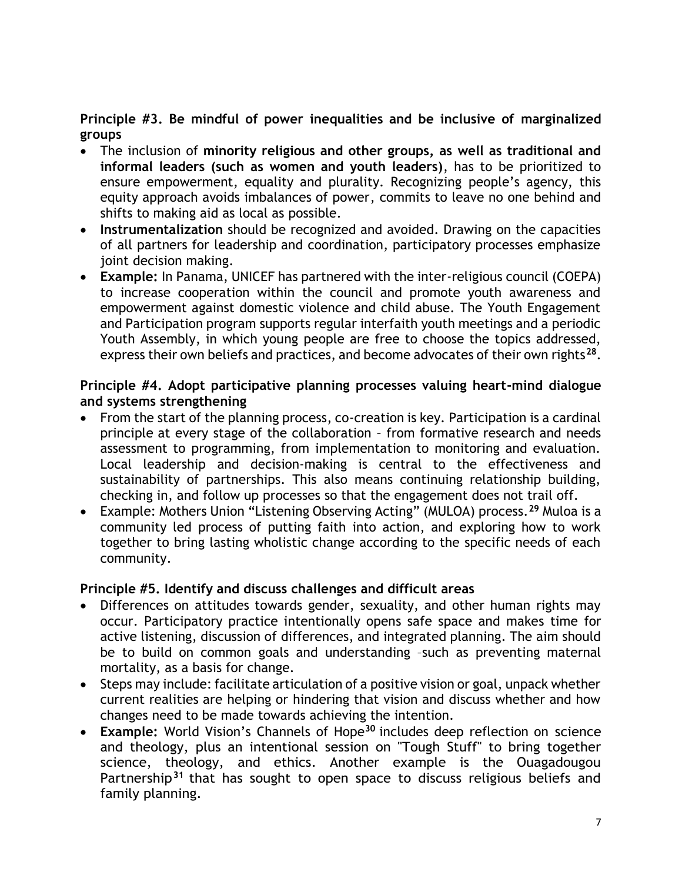**Principle #3. Be mindful of power inequalities and be inclusive of marginalized groups**

- The inclusion of **minority religious and other groups, as well as traditional and informal leaders (such as women and youth leaders)**, has to be prioritized to ensure empowerment, equality and plurality. Recognizing people's agency, this equity approach avoids imbalances of power, commits to leave no one behind and shifts to making aid as local as possible.
- **Instrumentalization** should be recognized and avoided. Drawing on the capacities of all partners for leadership and coordination, participatory processes emphasize joint decision making.
- **Example:** In Panama, UNICEF has partnered with the inter-religious council (COEPA) to increase cooperation within the council and promote youth awareness and empowerment against domestic violence and child abuse. The Youth Engagement and Participation program supports regular interfaith youth meetings and a periodic Youth Assembly, in which young people are free to choose the topics addressed, express their own beliefs and practices, and become advocates of their own rights[28].

**Principle #4. Adopt participative planning processes valuing heart-mind dialogue and systems strengthening**

- From the start of the planning process, co-creation is key. Participation is a cardinal principle at every stage of the collaboration – from formative research and needs assessment to programming, from implementation to monitoring and evaluation. Local leadership and decision-making is central to the effectiveness and sustainability of partnerships. This also means continuing relationship building, checking in, and follow up processes so that the engagement does not trail off.
- Example: Mothers Union "Listening Observing Acting" (MULOA) process.[29] Muloa is a community led process of putting faith into action, and exploring how to work together to bring lasting wholistic change according to the specific needs of each community.

**Principle #5. Identify and discuss challenges and difficult areas**

- Differences on attitudes towards gender, sexuality, and other human rights may occur. Participatory practice intentionally opens safe space and makes time for active listening, discussion of differences, and integrated planning. The aim should be to build on common goals and understanding –such as preventing maternal mortality, as a basis for change.
- Steps may include: facilitate articulation of a positive vision or goal, unpack whether current realities are helping or hindering that vision and discuss whether and how changes need to be made towards achieving the intention.
- **Example:** World Vision's Channels of Hope[30] includes deep reflection on science and theology, plus an intentional session on "Tough Stuff" to bring together science, theology, and ethics. Another example is the Ouagadougou Partnership[31] that has sought to open space to discuss religious beliefs and family planning.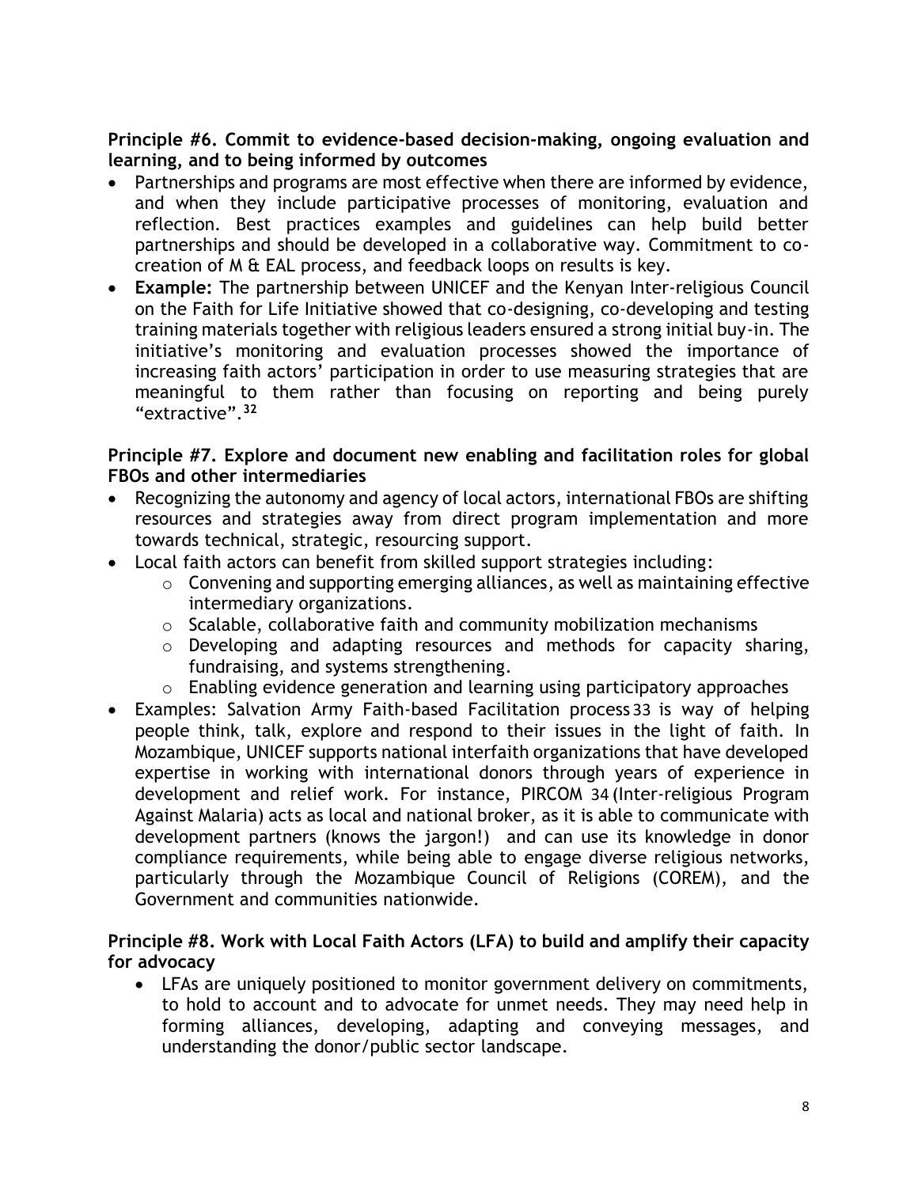**Principle #6. Commit to evidence-based decision-making, ongoing evaluation and learning, and to being informed by outcomes**

- Partnerships and programs are most effective when there are informed by evidence, and when they include participative processes of monitoring, evaluation and reflection. Best practices examples and guidelines can help build better partnerships and should be developed in a collaborative way. Commitment to co-creation of M & EAL process, and feedback loops on results is key.
- **Example:** The partnership between UNICEF and the Kenyan Inter-religious Council on the Faith for Life Initiative showed that co-designing, co-developing and testing training materials together with religious leaders ensured a strong initial buy-in. The initiative's monitoring and evaluation processes showed the importance of increasing faith actors' participation in order to use measuring strategies that are meaningful to them rather than focusing on reporting and being purely "extractive".[32]

**Principle #7. Explore and document new enabling and facilitation roles for global FBOs and other intermediaries**

- Recognizing the autonomy and agency of local actors, international FBOs are shifting resources and strategies away from direct program implementation and more towards technical, strategic, resourcing support.
- Local faith actors can benefit from skilled support strategies including:
  - Convening and supporting emerging alliances, as well as maintaining effective intermediary organizations.
  - Scalable, collaborative faith and community mobilization mechanisms
  - Developing and adapting resources and methods for capacity sharing, fundraising, and systems strengthening.
  - Enabling evidence generation and learning using participatory approaches
- Examples: Salvation Army Faith-based Facilitation process[33] is way of helping people think, talk, explore and respond to their issues in the light of faith. In Mozambique, UNICEF supports national interfaith organizations that have developed expertise in working with international donors through years of experience in development and relief work. For instance, PIRCOM[34] (Inter-religious Program Against Malaria) acts as local and national broker, as it is able to communicate with development partners (knows the jargon!) and can use its knowledge in donor compliance requirements, while being able to engage diverse religious networks, particularly through the Mozambique Council of Religions (COREM), and the Government and communities nationwide.

**Principle #8. Work with Local Faith Actors (LFA) to build and amplify their capacity for advocacy**

- LFAs are uniquely positioned to monitor government delivery on commitments, to hold to account and to advocate for unmet needs. They may need help in forming alliances, developing, adapting and conveying messages, and understanding the donor/public sector landscape.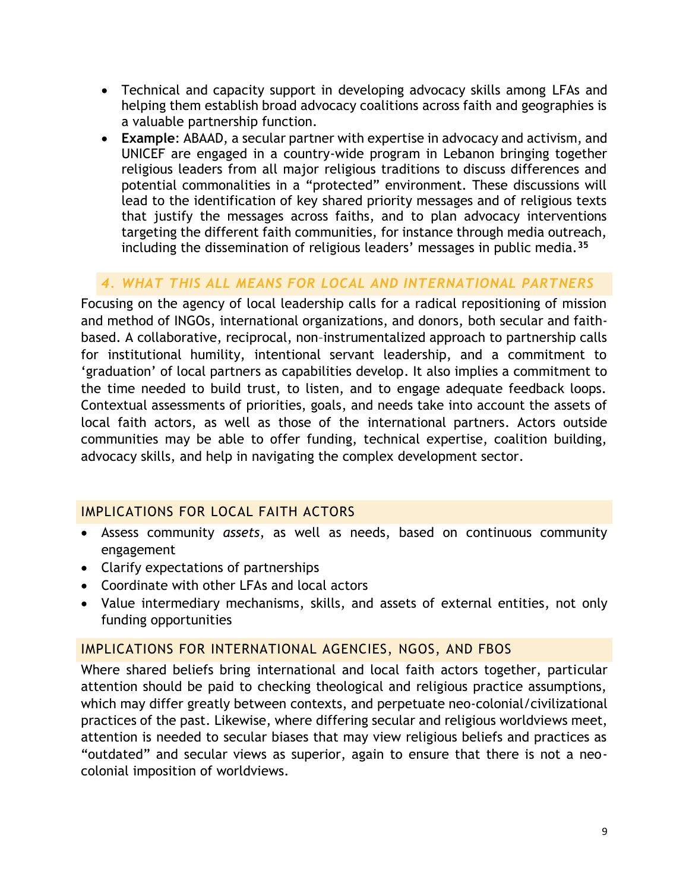- Technical and capacity support in developing advocacy skills among LFAs and helping them establish broad advocacy coalitions across faith and geographies is a valuable partnership function.
- **Example**: ABAAD, a secular partner with expertise in advocacy and activism, and UNICEF are engaged in a country-wide program in Lebanon bringing together religious leaders from all major religious traditions to discuss differences and potential commonalities in a "protected" environment. These discussions will lead to the identification of key shared priority messages and of religious texts that justify the messages across faiths, and to plan advocacy interventions targeting the different faith communities, for instance through media outreach, including the dissemination of religious leaders' messages in public media.[35]

## *4. WHAT THIS ALL MEANS FOR LOCAL AND INTERNATIONAL PARTNERS*

Focusing on the agency of local leadership calls for a radical repositioning of mission and method of INGOs, international organizations, and donors, both secular and faith-based. A collaborative, reciprocal, non–instrumentalized approach to partnership calls for institutional humility, intentional servant leadership, and a commitment to 'graduation' of local partners as capabilities develop. It also implies a commitment to the time needed to build trust, to listen, and to engage adequate feedback loops. Contextual assessments of priorities, goals, and needs take into account the assets of local faith actors, as well as those of the international partners. Actors outside communities may be able to offer funding, technical expertise, coalition building, advocacy skills, and help in navigating the complex development sector.

### IMPLICATIONS FOR LOCAL FAITH ACTORS

- Assess community *assets*, as well as needs, based on continuous community engagement
- Clarify expectations of partnerships
- Coordinate with other LFAs and local actors
- Value intermediary mechanisms, skills, and assets of external entities, not only funding opportunities

### IMPLICATIONS FOR INTERNATIONAL AGENCIES, NGOS, AND FBOS

Where shared beliefs bring international and local faith actors together, particular attention should be paid to checking theological and religious practice assumptions, which may differ greatly between contexts, and perpetuate neo-colonial/civilizational practices of the past. Likewise, where differing secular and religious worldviews meet, attention is needed to secular biases that may view religious beliefs and practices as "outdated" and secular views as superior, again to ensure that there is not a neo-colonial imposition of worldviews.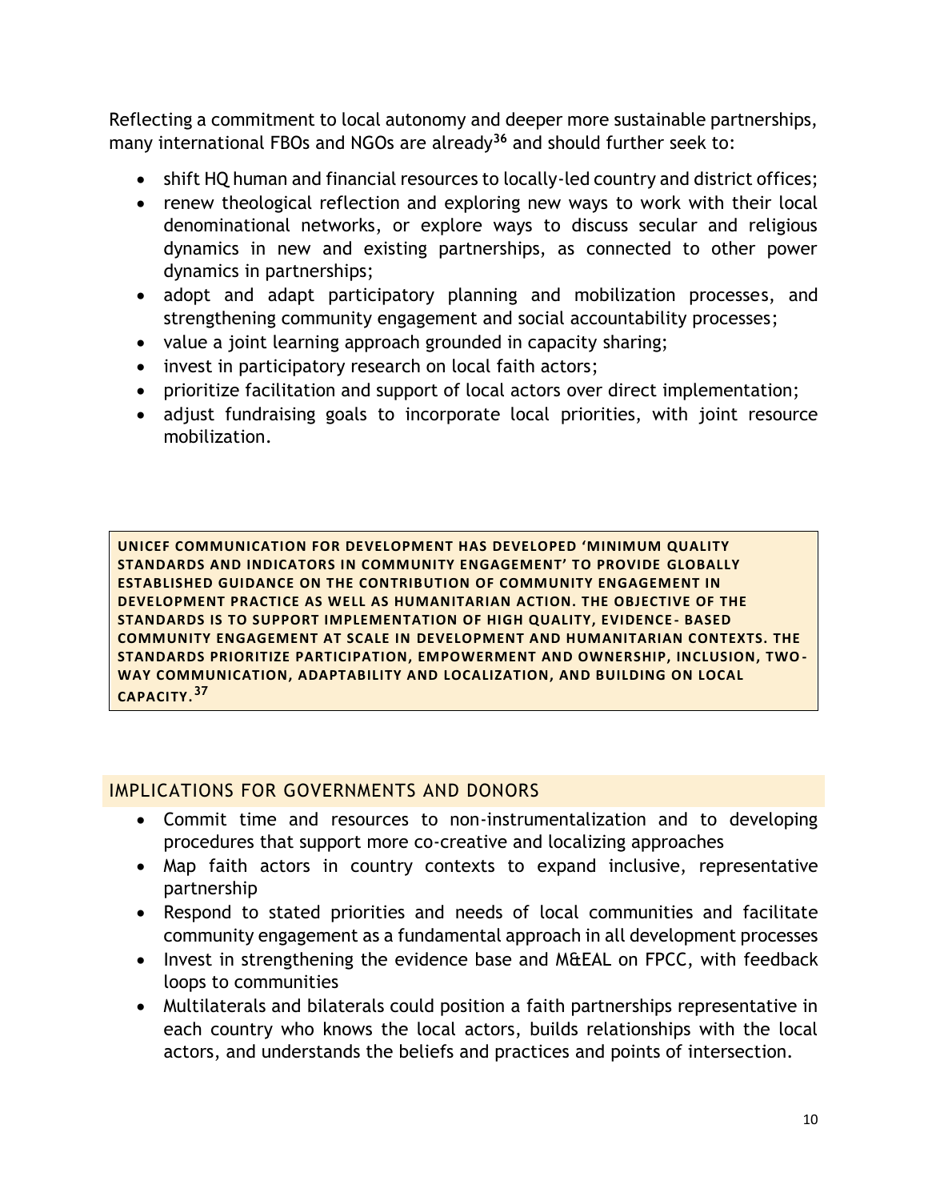Reflecting a commitment to local autonomy and deeper more sustainable partnerships, many international FBOs and NGOs are already[36] and should further seek to:

- shift HQ human and financial resources to locally-led country and district offices;
- renew theological reflection and exploring new ways to work with their local denominational networks, or explore ways to discuss secular and religious dynamics in new and existing partnerships, as connected to other power dynamics in partnerships;
- adopt and adapt participatory planning and mobilization processes, and strengthening community engagement and social accountability processes;
- value a joint learning approach grounded in capacity sharing;
- invest in participatory research on local faith actors;
- prioritize facilitation and support of local actors over direct implementation;
- adjust fundraising goals to incorporate local priorities, with joint resource mobilization.

**UNICEF COMMUNICATION FOR DEVELOPMENT HAS DEVELOPED 'MINIMUM QUALITY STANDARDS AND INDICATORS IN COMMUNITY ENGAGEMENT' TO PROVIDE GLOBALLY ESTABLISHED GUIDANCE ON THE CONTRIBUTION OF COMMUNITY ENGAGEMENT IN DEVELOPMENT PRACTICE AS WELL AS HUMANITARIAN ACTION. THE OBJECTIVE OF THE STANDARDS IS TO SUPPORT IMPLEMENTATION OF HIGH QUALITY, EVIDENCE- BASED COMMUNITY ENGAGEMENT AT SCALE IN DEVELOPMENT AND HUMANITARIAN CONTEXTS. THE STANDARDS PRIORITIZE PARTICIPATION, EMPOWERMENT AND OWNERSHIP, INCLUSION, TWO-WAY COMMUNICATION, ADAPTABILITY AND LOCALIZATION, AND BUILDING ON LOCAL CAPACITY.[37]**

## IMPLICATIONS FOR GOVERNMENTS AND DONORS

- Commit time and resources to non-instrumentalization and to developing procedures that support more co-creative and localizing approaches
- Map faith actors in country contexts to expand inclusive, representative partnership
- Respond to stated priorities and needs of local communities and facilitate community engagement as a fundamental approach in all development processes
- Invest in strengthening the evidence base and M&EAL on FPCC, with feedback loops to communities
- Multilaterals and bilaterals could position a faith partnerships representative in each country who knows the local actors, builds relationships with the local actors, and understands the beliefs and practices and points of intersection.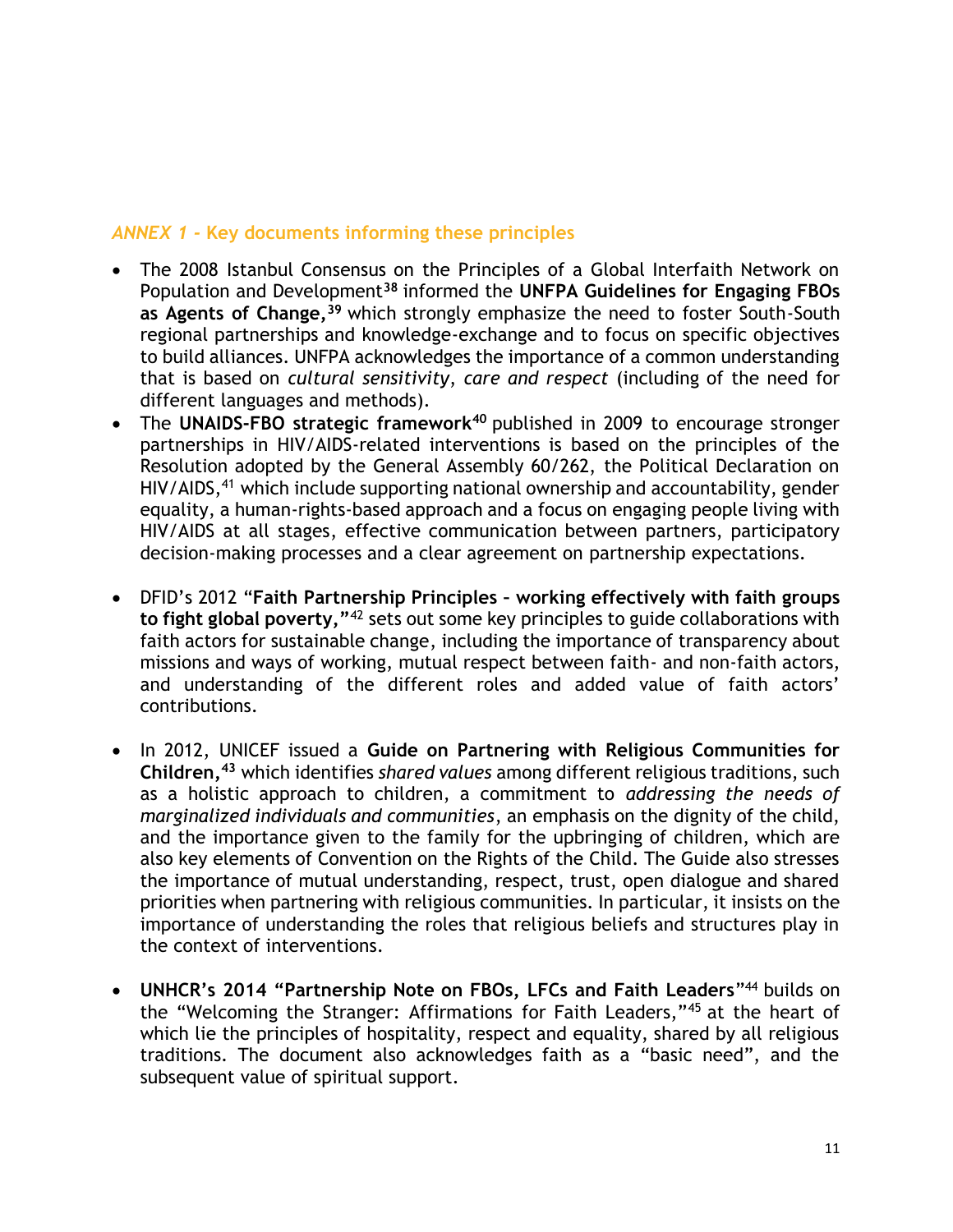## *ANNEX 1* - Key documents informing these principles

- The 2008 Istanbul Consensus on the Principles of a Global Interfaith Network on Population and Development[38] informed the **UNFPA Guidelines for Engaging FBOs as Agents of Change,**[39] which strongly emphasize the need to foster South-South regional partnerships and knowledge-exchange and to focus on specific objectives to build alliances. UNFPA acknowledges the importance of a common understanding that is based on *cultural sensitivity*, *care and respect* (including of the need for different languages and methods).
- The **UNAIDS-FBO strategic framework**[40] published in 2009 to encourage stronger partnerships in HIV/AIDS-related interventions is based on the principles of the Resolution adopted by the General Assembly 60/262, the Political Declaration on HIV/AIDS,[41] which include supporting national ownership and accountability, gender equality, a human-rights-based approach and a focus on engaging people living with HIV/AIDS at all stages, effective communication between partners, participatory decision-making processes and a clear agreement on partnership expectations.
- DFID's 2012 "**Faith Partnership Principles – working effectively with faith groups to fight global poverty,**"[42] sets out some key principles to guide collaborations with faith actors for sustainable change, including the importance of transparency about missions and ways of working, mutual respect between faith- and non-faith actors, and understanding of the different roles and added value of faith actors' contributions.
- In 2012, UNICEF issued a **Guide on Partnering with Religious Communities for Children,**[43] which identifies *shared values* among different religious traditions, such as a holistic approach to children, a commitment to *addressing the needs of marginalized individuals and communities*, an emphasis on the dignity of the child, and the importance given to the family for the upbringing of children, which are also key elements of Convention on the Rights of the Child. The Guide also stresses the importance of mutual understanding, respect, trust, open dialogue and shared priorities when partnering with religious communities. In particular, it insists on the importance of understanding the roles that religious beliefs and structures play in the context of interventions.
- **UNHCR's 2014 "Partnership Note on FBOs, LFCs and Faith Leaders**"[44] builds on the "Welcoming the Stranger: Affirmations for Faith Leaders,"[45] at the heart of which lie the principles of hospitality, respect and equality, shared by all religious traditions. The document also acknowledges faith as a "basic need", and the subsequent value of spiritual support.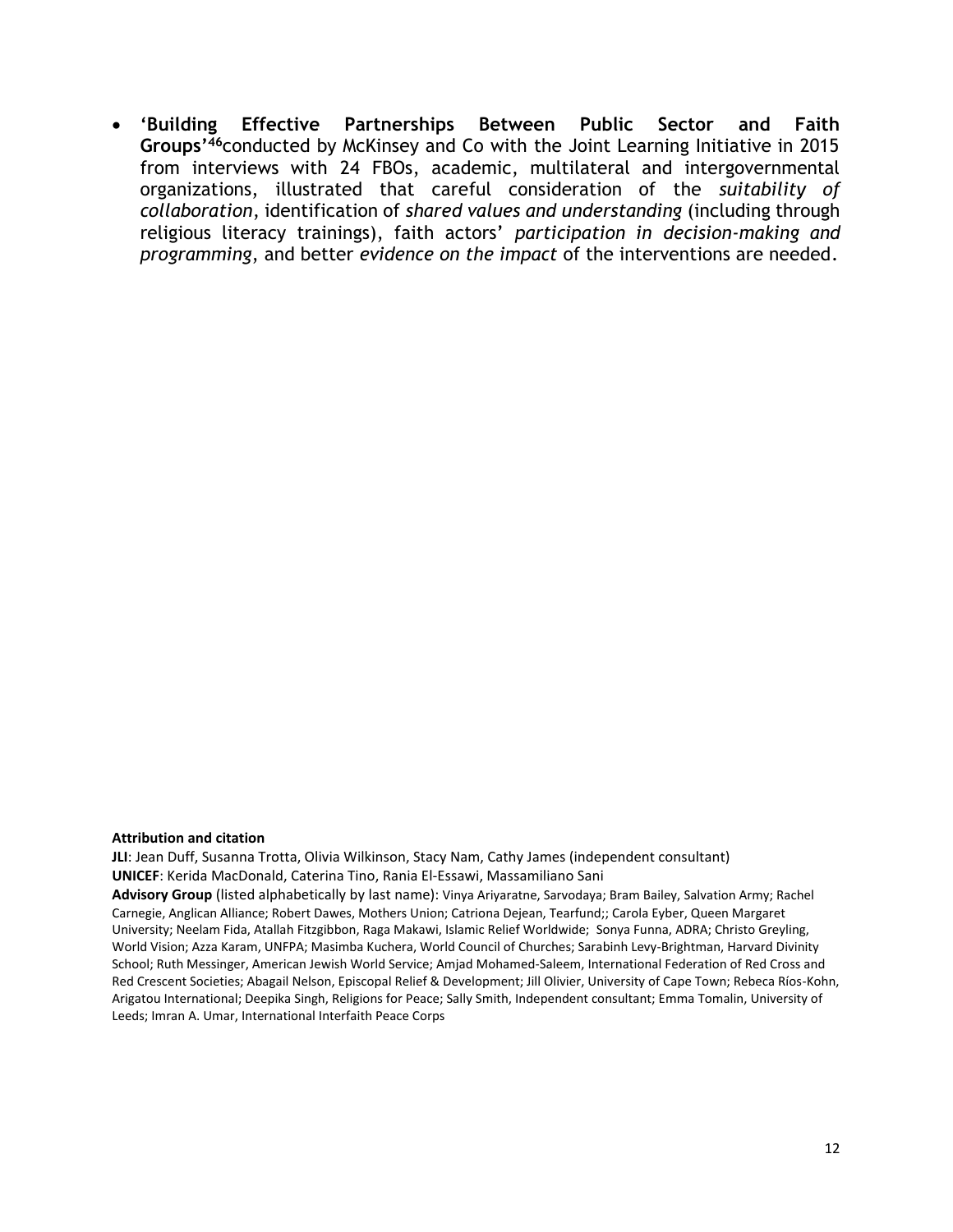- **'Building Effective Partnerships Between Public Sector and Faith Groups'**[46]conducted by McKinsey and Co with the Joint Learning Initiative in 2015 from interviews with 24 FBOs, academic, multilateral and intergovernmental organizations, illustrated that careful consideration of the *suitability of collaboration*, identification of *shared values and understanding* (including through religious literacy trainings), faith actors' *participation in decision-making and programming*, and better *evidence on the impact* of the interventions are needed.

**Attribution and citation**

**JLI**: Jean Duff, Susanna Trotta, Olivia Wilkinson, Stacy Nam, Cathy James (independent consultant)
**UNICEF**: Kerida MacDonald, Caterina Tino, Rania El-Essawi, Massamiliano Sani
**Advisory Group** (listed alphabetically by last name): Vinya Ariyaratne, Sarvodaya; Bram Bailey, Salvation Army; Rachel Carnegie, Anglican Alliance; Robert Dawes, Mothers Union; Catriona Dejean, Tearfund;; Carola Eyber, Queen Margaret University; Neelam Fida, Atallah Fitzgibbon, Raga Makawi, Islamic Relief Worldwide; Sonya Funna, ADRA; Christo Greyling, World Vision; Azza Karam, UNFPA; Masimba Kuchera, World Council of Churches; Sarabinh Levy-Brightman, Harvard Divinity School; Ruth Messinger, American Jewish World Service; Amjad Mohamed-Saleem, International Federation of Red Cross and Red Crescent Societies; Abagail Nelson, Episcopal Relief & Development; Jill Olivier, University of Cape Town; Rebeca Ríos-Kohn, Arigatou International; Deepika Singh, Religions for Peace; Sally Smith, Independent consultant; Emma Tomalin, University of Leeds; Imran A. Umar, International Interfaith Peace Corps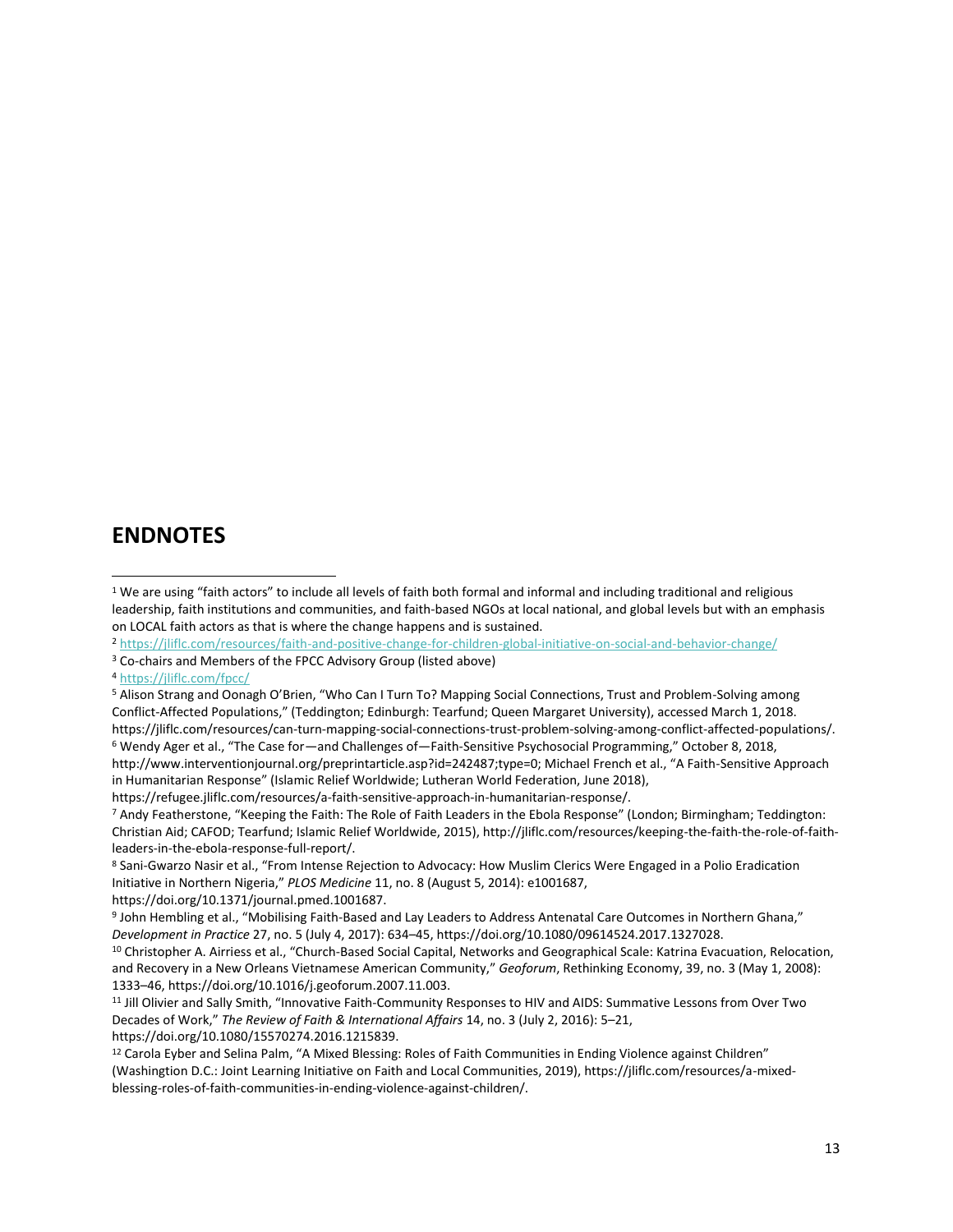## ENDNOTES

[1] We are using "faith actors" to include all levels of faith both formal and informal and including traditional and religious leadership, faith institutions and communities, and faith-based NGOs at local national, and global levels but with an emphasis on LOCAL faith actors as that is where the change happens and is sustained.

[2] https://jliflc.com/resources/faith-and-positive-change-for-children-global-initiative-on-social-and-behavior-change/

[3] Co-chairs and Members of the FPCC Advisory Group (listed above)

[4] https://jliflc.com/fpcc/

[5] Alison Strang and Oonagh O'Brien, "Who Can I Turn To? Mapping Social Connections, Trust and Problem-Solving among Conflict-Affected Populations," (Teddington; Edinburgh: Tearfund; Queen Margaret University), accessed March 1, 2018. https://jliflc.com/resources/can-turn-mapping-social-connections-trust-problem-solving-among-conflict-affected-populations/.

[6] Wendy Ager et al., "The Case for—and Challenges of—Faith-Sensitive Psychosocial Programming," October 8, 2018, http://www.interventionjournal.org/preprintarticle.asp?id=242487;type=0; Michael French et al., "A Faith-Sensitive Approach in Humanitarian Response" (Islamic Relief Worldwide; Lutheran World Federation, June 2018), https://refugee.jliflc.com/resources/a-faith-sensitive-approach-in-humanitarian-response/.

[7] Andy Featherstone, "Keeping the Faith: The Role of Faith Leaders in the Ebola Response" (London; Birmingham; Teddington: Christian Aid; CAFOD; Tearfund; Islamic Relief Worldwide, 2015), http://jliflc.com/resources/keeping-the-faith-the-role-of-faith-leaders-in-the-ebola-response-full-report/.

[8] Sani-Gwarzo Nasir et al., "From Intense Rejection to Advocacy: How Muslim Clerics Were Engaged in a Polio Eradication Initiative in Northern Nigeria," *PLOS Medicine* 11, no. 8 (August 5, 2014): e1001687, https://doi.org/10.1371/journal.pmed.1001687.

[9] John Hembling et al., "Mobilising Faith-Based and Lay Leaders to Address Antenatal Care Outcomes in Northern Ghana," *Development in Practice* 27, no. 5 (July 4, 2017): 634–45, https://doi.org/10.1080/09614524.2017.1327028.

[10] Christopher A. Airriess et al., "Church-Based Social Capital, Networks and Geographical Scale: Katrina Evacuation, Relocation, and Recovery in a New Orleans Vietnamese American Community," *Geoforum*, Rethinking Economy, 39, no. 3 (May 1, 2008): 1333–46, https://doi.org/10.1016/j.geoforum.2007.11.003.

[11] Jill Olivier and Sally Smith, "Innovative Faith-Community Responses to HIV and AIDS: Summative Lessons from Over Two Decades of Work," *The Review of Faith & International Affairs* 14, no. 3 (July 2, 2016): 5–21, https://doi.org/10.1080/15570274.2016.1215839.

[12] Carola Eyber and Selina Palm, "A Mixed Blessing: Roles of Faith Communities in Ending Violence against Children" (Washingtion D.C.: Joint Learning Initiative on Faith and Local Communities, 2019), https://jliflc.com/resources/a-mixed-blessing-roles-of-faith-communities-in-ending-violence-against-children/.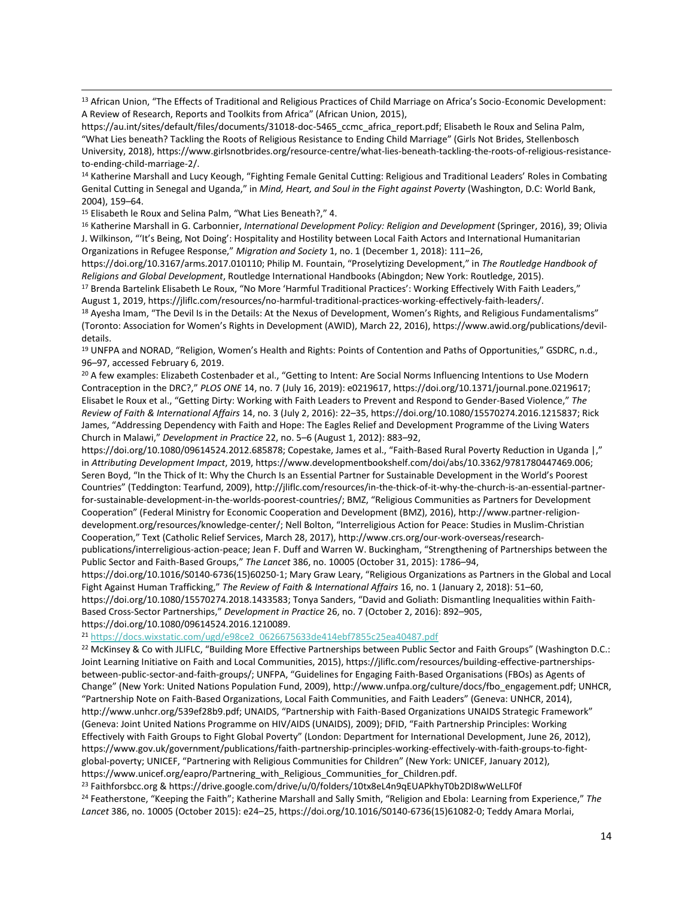[13] African Union, "The Effects of Traditional and Religious Practices of Child Marriage on Africa's Socio-Economic Development: A Review of Research, Reports and Toolkits from Africa" (African Union, 2015), https://au.int/sites/default/files/documents/31018-doc-5465_ccmc_africa_report.pdf; Elisabeth le Roux and Selina Palm, "What Lies beneath? Tackling the Roots of Religious Resistance to Ending Child Marriage" (Girls Not Brides, Stellenbosch University, 2018), https://www.girlsnotbrides.org/resource-centre/what-lies-beneath-tackling-the-roots-of-religious-resistance-to-ending-child-marriage-2/.

[14] Katherine Marshall and Lucy Keough, "Fighting Female Genital Cutting: Religious and Traditional Leaders' Roles in Combating Genital Cutting in Senegal and Uganda," in *Mind, Heart, and Soul in the Fight against Poverty* (Washington, D.C: World Bank, 2004), 159–64.

[15] Elisabeth le Roux and Selina Palm, "What Lies Beneath?," 4.

[16] Katherine Marshall in G. Carbonnier, *International Development Policy: Religion and Development* (Springer, 2016), 39; Olivia J. Wilkinson, "'It's Being, Not Doing': Hospitality and Hostility between Local Faith Actors and International Humanitarian Organizations in Refugee Response," *Migration and Society* 1, no. 1 (December 1, 2018): 111–26, https://doi.org/10.3167/arms.2017.010110; Philip M. Fountain, "Proselytizing Development," in *The Routledge Handbook of Religions and Global Development*, Routledge International Handbooks (Abingdon; New York: Routledge, 2015).

[17] Brenda Bartelink Elisabeth Le Roux, "No More 'Harmful Traditional Practices': Working Effectively With Faith Leaders," August 1, 2019, https://jliflc.com/resources/no-harmful-traditional-practices-working-effectively-faith-leaders/.

[18] Ayesha Imam, "The Devil Is in the Details: At the Nexus of Development, Women's Rights, and Religious Fundamentalisms" (Toronto: Association for Women's Rights in Development (AWID), March 22, 2016), https://www.awid.org/publications/devil-details.

[19] UNFPA and NORAD, "Religion, Women's Health and Rights: Points of Contention and Paths of Opportunities," GSDRC, n.d., 96–97, accessed February 6, 2019.

[20] A few examples: Elizabeth Costenbader et al., "Getting to Intent: Are Social Norms Influencing Intentions to Use Modern Contraception in the DRC?," *PLOS ONE* 14, no. 7 (July 16, 2019): e0219617, https://doi.org/10.1371/journal.pone.0219617; Elisabet le Roux et al., "Getting Dirty: Working with Faith Leaders to Prevent and Respond to Gender-Based Violence," *The Review of Faith & International Affairs* 14, no. 3 (July 2, 2016): 22–35, https://doi.org/10.1080/15570274.2016.1215837; Rick James, "Addressing Dependency with Faith and Hope: The Eagles Relief and Development Programme of the Living Waters Church in Malawi," *Development in Practice* 22, no. 5–6 (August 1, 2012): 883–92, https://doi.org/10.1080/09614524.2012.685878; Copestake, James et al., "Faith-Based Rural Poverty Reduction in Uganda |," in *Attributing Development Impact*, 2019, https://www.developmentbookshelf.com/doi/abs/10.3362/9781780447469.006; Seren Boyd, "In the Thick of It: Why the Church Is an Essential Partner for Sustainable Development in the World's Poorest Countries" (Teddington: Tearfund, 2009), http://jliflc.com/resources/in-the-thick-of-it-why-the-church-is-an-essential-partner-for-sustainable-development-in-the-worlds-poorest-countries/; BMZ, "Religious Communities as Partners for Development Cooperation" (Federal Ministry for Economic Cooperation and Development (BMZ), 2016), http://www.partner-religion-development.org/resources/knowledge-center/; Nell Bolton, "Interreligious Action for Peace: Studies in Muslim-Christian Cooperation," Text (Catholic Relief Services, March 28, 2017), http://www.crs.org/our-work-overseas/research-publications/interreligious-action-peace; Jean F. Duff and Warren W. Buckingham, "Strengthening of Partnerships between the Public Sector and Faith-Based Groups," *The Lancet* 386, no. 10005 (October 31, 2015): 1786–94, https://doi.org/10.1016/S0140-6736(15)60250-1; Mary Graw Leary, "Religious Organizations as Partners in the Global and Local Fight Against Human Trafficking," *The Review of Faith & International Affairs* 16, no. 1 (January 2, 2018): 51–60, https://doi.org/10.1080/15570274.2018.1433583; Tonya Sanders, "David and Goliath: Dismantling Inequalities within Faith-Based Cross-Sector Partnerships," *Development in Practice* 26, no. 7 (October 2, 2016): 892–905, https://doi.org/10.1080/09614524.2016.1210089.

[21] https://docs.wixstatic.com/ugd/e98ce2_0626675633de414ebf7855c25ea40487.pdf

[22] McKinsey & Co with JLIFLC, "Building More Effective Partnerships between Public Sector and Faith Groups" (Washington D.C.: Joint Learning Initiative on Faith and Local Communities, 2015), https://jliflc.com/resources/building-effective-partnerships-between-public-sector-and-faith-groups/; UNFPA, "Guidelines for Engaging Faith-Based Organisations (FBOs) as Agents of Change" (New York: United Nations Population Fund, 2009), http://www.unfpa.org/culture/docs/fbo_engagement.pdf; UNHCR, "Partnership Note on Faith-Based Organizations, Local Faith Communities, and Faith Leaders" (Geneva: UNHCR, 2014), http://www.unhcr.org/539ef28b9.pdf; UNAIDS, "Partnership with Faith-Based Organizations UNAIDS Strategic Framework" (Geneva: Joint United Nations Programme on HIV/AIDS (UNAIDS), 2009); DFID, "Faith Partnership Principles: Working Effectively with Faith Groups to Fight Global Poverty" (London: Department for International Development, June 26, 2012), https://www.gov.uk/government/publications/faith-partnership-principles-working-effectively-with-faith-groups-to-fight-global-poverty; UNICEF, "Partnering with Religious Communities for Children" (New York: UNICEF, January 2012), https://www.unicef.org/eapro/Partnering_with_Religious_Communities_for_Children.pdf.

[23] Faithforsbcc.org & https://drive.google.com/drive/u/0/folders/10tx8eL4n9qEUAPkhyT0b2DI8wWeLLF0f

[24] Featherstone, "Keeping the Faith"; Katherine Marshall and Sally Smith, "Religion and Ebola: Learning from Experience," *The Lancet* 386, no. 10005 (October 2015): e24–25, https://doi.org/10.1016/S0140-6736(15)61082-0; Teddy Amara Morlai,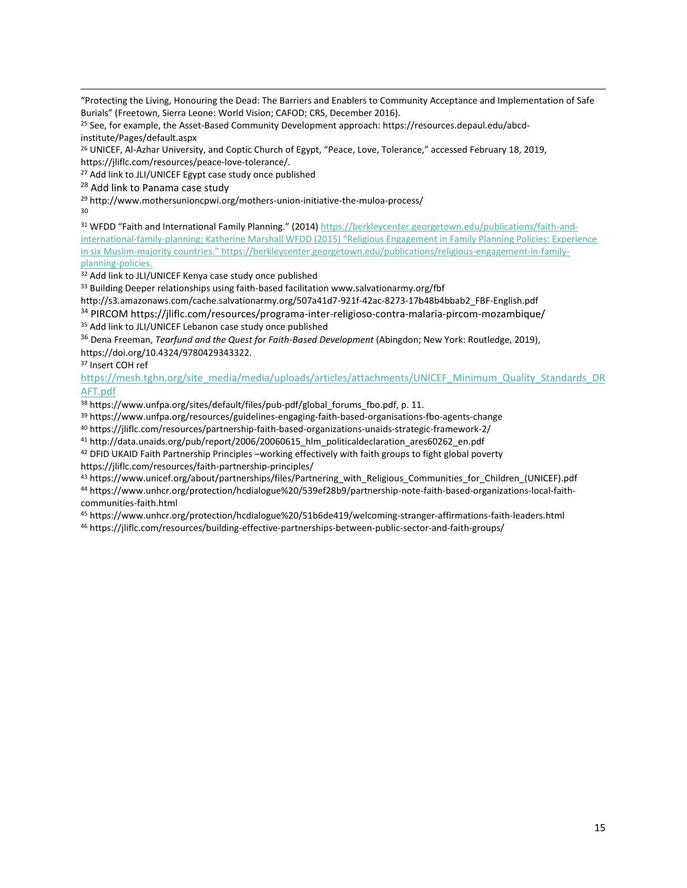"Protecting the Living, Honouring the Dead: The Barriers and Enablers to Community Acceptance and Implementation of Safe Burials" (Freetown, Sierra Leone: World Vision; CAFOD; CRS, December 2016).

[25] See, for example, the Asset-Based Community Development approach: https://resources.depaul.edu/abcd-institute/Pages/default.aspx

[26] UNICEF, Al-Azhar University, and Coptic Church of Egypt, "Peace, Love, Tolerance," accessed February 18, 2019, https://jliflc.com/resources/peace-love-tolerance/.

[27] Add link to JLI/UNICEF Egypt case study once published

[28] Add link to Panama case study

[29] http://www.mothersunioncpwi.org/mothers-union-initiative-the-muloa-process/

[30]

[31] WFDD "Faith and International Family Planning." (2014) https://berkleycenter.georgetown.edu/publications/faith-and-international-family-planning; Katherine Marshall WFDD (2015) "Religious Engagement in Family Planning Policies: Experience in six Muslim-majority countries." https://berkleycenter.georgetown.edu/publications/religious-engagement-in-family-planning-policies.

[32] Add link to JLI/UNICEF Kenya case study once published

[33] Building Deeper relationships using faith-based facilitation www.salvationarmy.org/fbf http://s3.amazonaws.com/cache.salvationarmy.org/507a41d7-921f-42ac-8273-17b48b4bbab2_FBF-English.pdf

[34] PIRCOM https://jliflc.com/resources/programa-inter-religioso-contra-malaria-pircom-mozambique/

[35] Add link to JLI/UNICEF Lebanon case study once published

[36] Dena Freeman, *Tearfund and the Quest for Faith-Based Development* (Abingdon; New York: Routledge, 2019), https://doi.org/10.4324/9780429343322.

[37] Insert COH ref https://mesh.tghn.org/site_media/media/uploads/articles/attachments/UNICEF_Minimum_Quality_Standards_DRAFT.pdf

[38] https://www.unfpa.org/sites/default/files/pub-pdf/global_forums_fbo.pdf, p. 11.

[39] https://www.unfpa.org/resources/guidelines-engaging-faith-based-organisations-fbo-agents-change

[40] https://jliflc.com/resources/partnership-faith-based-organizations-unaids-strategic-framework-2/

[41] http://data.unaids.org/pub/report/2006/20060615_hlm_politicaldeclaration_ares60262_en.pdf

[42] DFID UKAID Faith Partnership Principles –working effectively with faith groups to fight global poverty https://jliflc.com/resources/faith-partnership-principles/

[43] https://www.unicef.org/about/partnerships/files/Partnering_with_Religious_Communities_for_Children_(UNICEF).pdf

[44] https://www.unhcr.org/protection/hcdialogue%20/539ef28b9/partnership-note-faith-based-organizations-local-faith-communities-faith.html

[45] https://www.unhcr.org/protection/hcdialogue%20/51b6de419/welcoming-stranger-affirmations-faith-leaders.html

[46] https://jliflc.com/resources/building-effective-partnerships-between-public-sector-and-faith-groups/